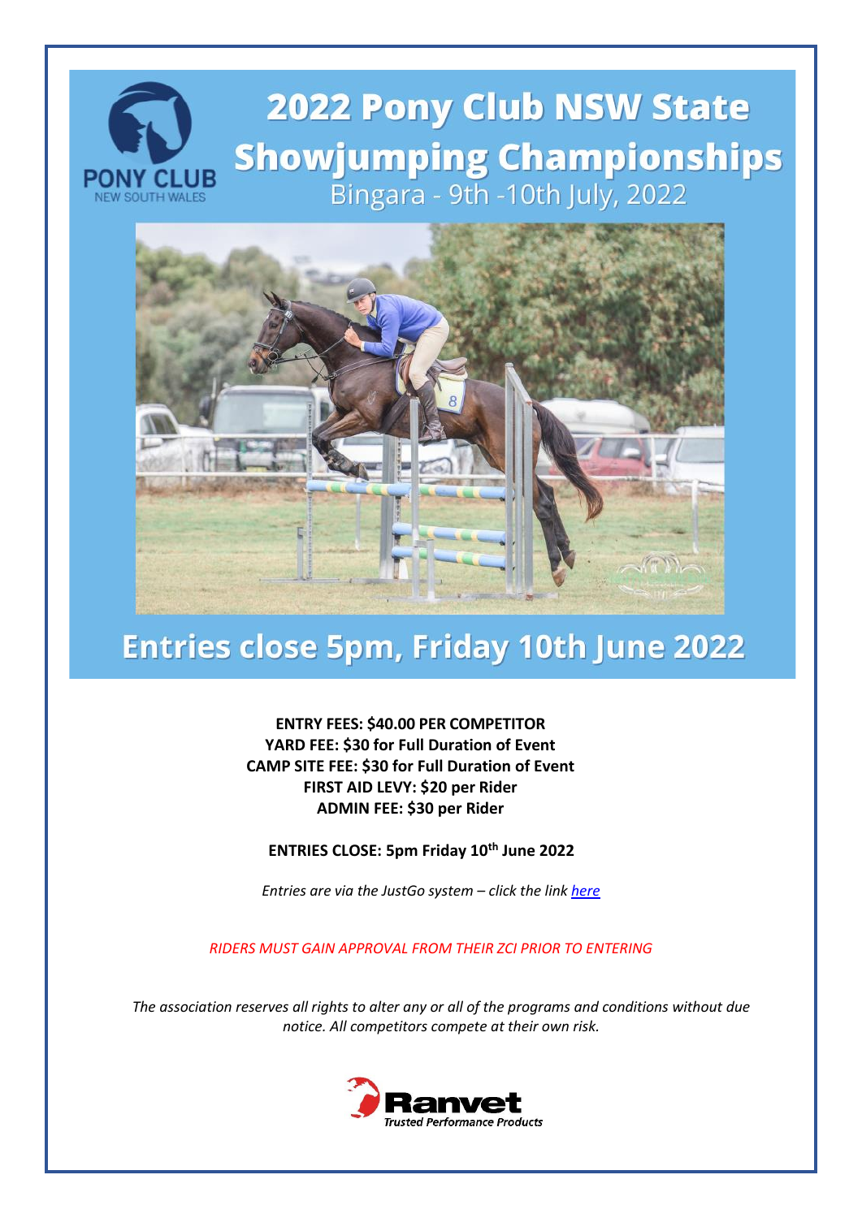PONY CLUB
NEW SOUTH WALES

# 2022 Pony Club NSW State Showjumping Championships

Bingara - 9th -10th July, 2022

## Entries close 5pm, Friday 10th June 2022

**ENTRY FEES: $40.00 PER COMPETITOR**
**YARD FEE: $30 for Full Duration of Event**
**CAMP SITE FEE: $30 for Full Duration of Event**
**FIRST AID LEVY: $20 per Rider**
**ADMIN FEE: $30 per Rider**

**ENTRIES CLOSE: 5pm Friday 10th June 2022**

*Entries are via the JustGo system – click the link here*

*RIDERS MUST GAIN APPROVAL FROM THEIR ZCI PRIOR TO ENTERING*

*The association reserves all rights to alter any or all of the programs and conditions without due notice. All competitors compete at their own risk.*

Ranvet
*Trusted Performance Products*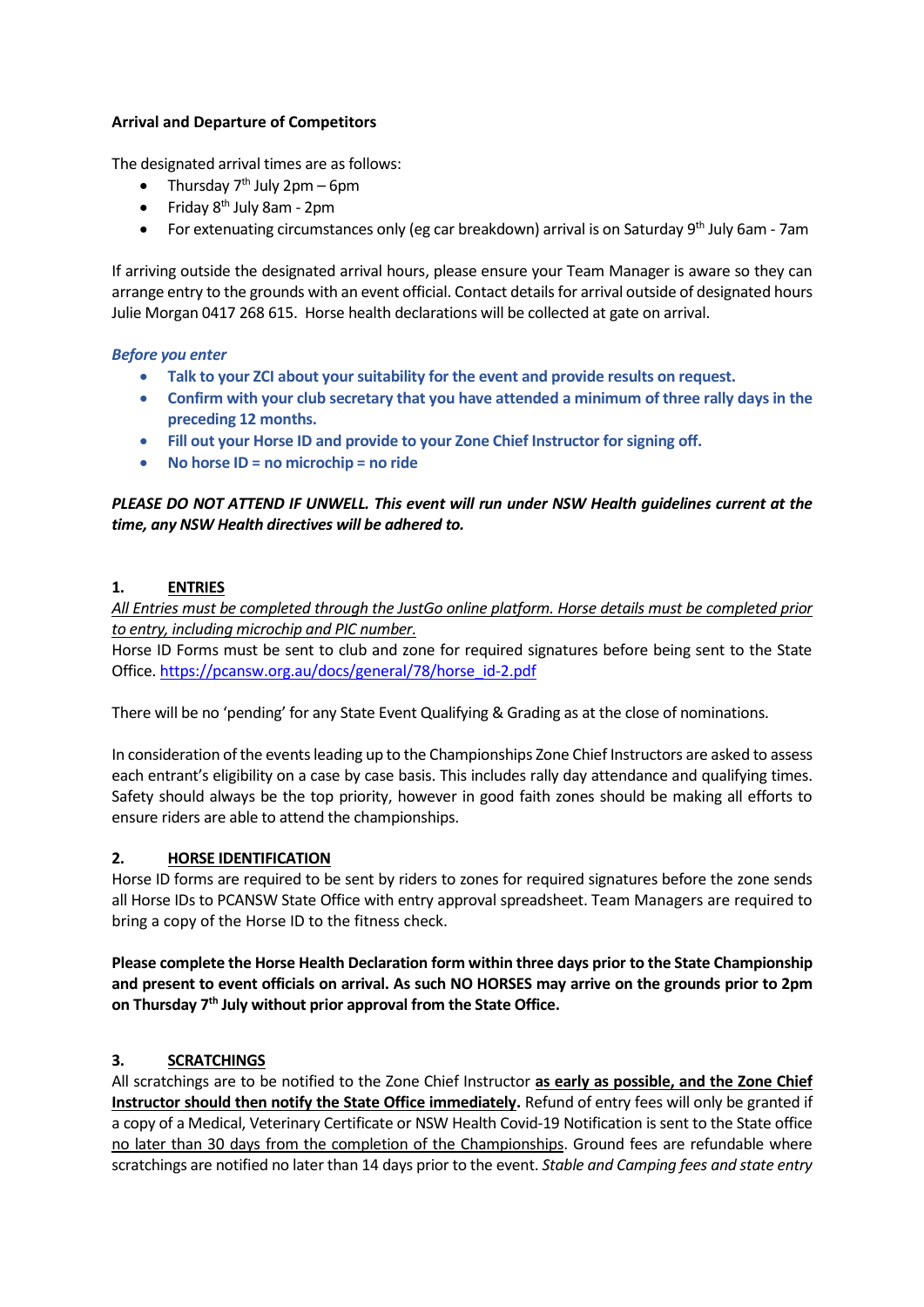**Arrival and Departure of Competitors**

The designated arrival times are as follows:

- Thursday 7th July 2pm – 6pm
- Friday 8th July 8am - 2pm
- For extenuating circumstances only (eg car breakdown) arrival is on Saturday 9th July 6am - 7am

If arriving outside the designated arrival hours, please ensure your Team Manager is aware so they can arrange entry to the grounds with an event official. Contact details for arrival outside of designated hours Julie Morgan 0417 268 615. Horse health declarations will be collected at gate on arrival.

*Before you enter*

- **Talk to your ZCI about your suitability for the event and provide results on request.**
- **Confirm with your club secretary that you have attended a minimum of three rally days in the preceding 12 months.**
- **Fill out your Horse ID and provide to your Zone Chief Instructor for signing off.**
- **No horse ID = no microchip = no ride**

***PLEASE DO NOT ATTEND IF UNWELL. This event will run under NSW Health guidelines current at the time, any NSW Health directives will be adhered to.***

## 1. ENTRIES

*All Entries must be completed through the JustGo online platform. Horse details must be completed prior to entry, including microchip and PIC number.*

Horse ID Forms must be sent to club and zone for required signatures before being sent to the State Office. https://pcansw.org.au/docs/general/78/horse_id-2.pdf

There will be no 'pending' for any State Event Qualifying & Grading as at the close of nominations.

In consideration of the events leading up to the Championships Zone Chief Instructors are asked to assess each entrant's eligibility on a case by case basis. This includes rally day attendance and qualifying times. Safety should always be the top priority, however in good faith zones should be making all efforts to ensure riders are able to attend the championships.

## 2. HORSE IDENTIFICATION

Horse ID forms are required to be sent by riders to zones for required signatures before the zone sends all Horse IDs to PCANSW State Office with entry approval spreadsheet. Team Managers are required to bring a copy of the Horse ID to the fitness check.

**Please complete the Horse Health Declaration form within three days prior to the State Championship and present to event officials on arrival. As such NO HORSES may arrive on the grounds prior to 2pm on Thursday 7th July without prior approval from the State Office.**

## 3. SCRATCHINGS

All scratchings are to be notified to the Zone Chief Instructor **as early as possible, and the Zone Chief Instructor should then notify the State Office immediately**. Refund of entry fees will only be granted if a copy of a Medical, Veterinary Certificate or NSW Health Covid-19 Notification is sent to the State office no later than 30 days from the completion of the Championships. Ground fees are refundable where scratchings are notified no later than 14 days prior to the event. *Stable and Camping fees and state entry*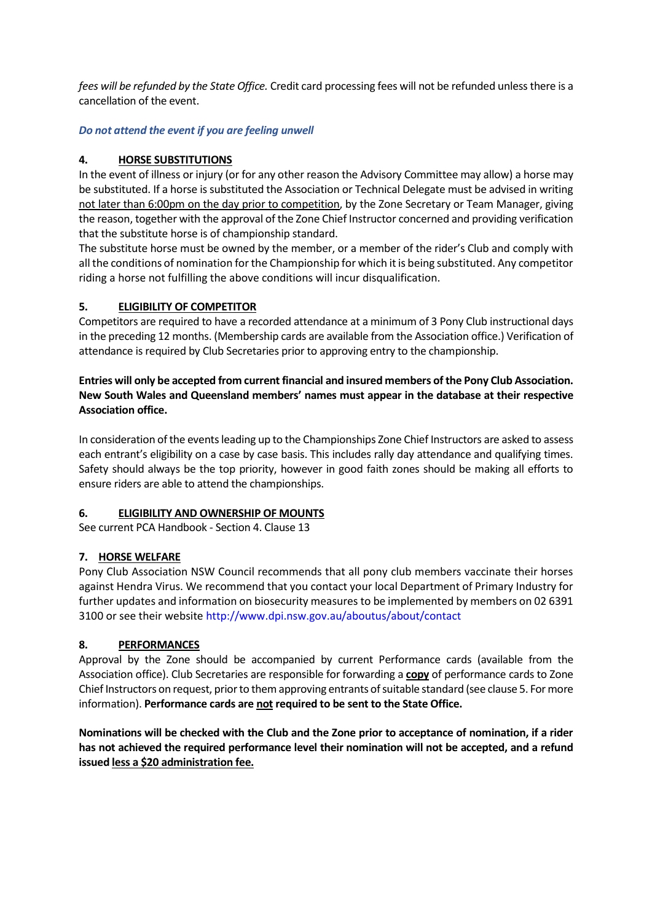*fees will be refunded by the State Office.* Credit card processing fees will not be refunded unless there is a cancellation of the event.

***Do not attend the event if you are feeling unwell***

## 4. <u>HORSE SUBSTITUTIONS</u>

In the event of illness or injury (or for any other reason the Advisory Committee may allow) a horse may be substituted. If a horse is substituted the Association or Technical Delegate must be advised in writing <u>not later than 6:00pm on the day prior to competition</u>, by the Zone Secretary or Team Manager, giving the reason, together with the approval of the Zone Chief Instructor concerned and providing verification that the substitute horse is of championship standard.

The substitute horse must be owned by the member, or a member of the rider's Club and comply with all the conditions of nomination for the Championship for which it is being substituted. Any competitor riding a horse not fulfilling the above conditions will incur disqualification.

## 5. <u>ELIGIBILITY OF COMPETITOR</u>

Competitors are required to have a recorded attendance at a minimum of 3 Pony Club instructional days in the preceding 12 months. (Membership cards are available from the Association office.) Verification of attendance is required by Club Secretaries prior to approving entry to the championship.

**Entries will only be accepted from current financial and insured members of the Pony Club Association. New South Wales and Queensland members' names must appear in the database at their respective Association office.**

In consideration of the events leading up to the Championships Zone Chief Instructors are asked to assess each entrant's eligibility on a case by case basis. This includes rally day attendance and qualifying times. Safety should always be the top priority, however in good faith zones should be making all efforts to ensure riders are able to attend the championships.

## 6. <u>ELIGIBILITY AND OWNERSHIP OF MOUNTS</u>

See current PCA Handbook - Section 4. Clause 13

## 7. <u>HORSE WELFARE</u>

Pony Club Association NSW Council recommends that all pony club members vaccinate their horses against Hendra Virus. We recommend that you contact your local Department of Primary Industry for further updates and information on biosecurity measures to be implemented by members on 02 6391 3100 or see their website http://www.dpi.nsw.gov.au/aboutus/about/contact

## 8. <u>PERFORMANCES</u>

Approval by the Zone should be accompanied by current Performance cards (available from the Association office). Club Secretaries are responsible for forwarding a <u>**copy**</u> of performance cards to Zone Chief Instructors on request, prior to them approving entrants of suitable standard (see clause 5. For more information). **Performance cards are <u>not</u> required to be sent to the State Office.**

**Nominations will be checked with the Club and the Zone prior to acceptance of nomination, if a rider has not achieved the required performance level their nomination will not be accepted, and a refund issued <u>less a $20 administration fee.</u>**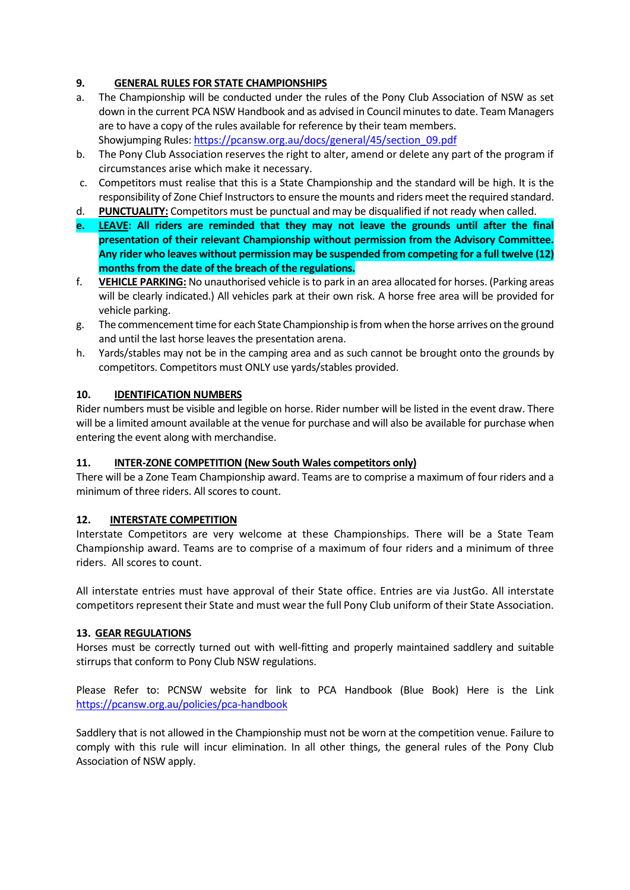## 9. GENERAL RULES FOR STATE CHAMPIONSHIPS

a. The Championship will be conducted under the rules of the Pony Club Association of NSW as set down in the current PCA NSW Handbook and as advised in Council minutes to date. Team Managers are to have a copy of the rules available for reference by their team members.
   Showjumping Rules: https://pcansw.org.au/docs/general/45/section_09.pdf

b. The Pony Club Association reserves the right to alter, amend or delete any part of the program if circumstances arise which make it necessary.

c. Competitors must realise that this is a State Championship and the standard will be high. It is the responsibility of Zone Chief Instructors to ensure the mounts and riders meet the required standard.

d. **PUNCTUALITY:** Competitors must be punctual and may be disqualified if not ready when called.

e. **LEAVE: All riders are reminded that they may not leave the grounds until after the final presentation of their relevant Championship without permission from the Advisory Committee. Any rider who leaves without permission may be suspended from competing for a full twelve (12) months from the date of the breach of the regulations.**

f. **VEHICLE PARKING:** No unauthorised vehicle is to park in an area allocated for horses. (Parking areas will be clearly indicated.) All vehicles park at their own risk. A horse free area will be provided for vehicle parking.

g. The commencement time for each State Championship is from when the horse arrives on the ground and until the last horse leaves the presentation arena.

h. Yards/stables may not be in the camping area and as such cannot be brought onto the grounds by competitors. Competitors must ONLY use yards/stables provided.

## 10. IDENTIFICATION NUMBERS

Rider numbers must be visible and legible on horse. Rider number will be listed in the event draw. There will be a limited amount available at the venue for purchase and will also be available for purchase when entering the event along with merchandise.

## 11. INTER-ZONE COMPETITION (New South Wales competitors only)

There will be a Zone Team Championship award. Teams are to comprise a maximum of four riders and a minimum of three riders. All scores to count.

## 12. INTERSTATE COMPETITION

Interstate Competitors are very welcome at these Championships. There will be a State Team Championship award. Teams are to comprise of a maximum of four riders and a minimum of three riders. All scores to count.

All interstate entries must have approval of their State office. Entries are via JustGo. All interstate competitors represent their State and must wear the full Pony Club uniform of their State Association.

## 13. GEAR REGULATIONS

Horses must be correctly turned out with well-fitting and properly maintained saddlery and suitable stirrups that conform to Pony Club NSW regulations.

Please Refer to: PCNSW website for link to PCA Handbook (Blue Book) Here is the Link https://pcansw.org.au/policies/pca-handbook

Saddlery that is not allowed in the Championship must not be worn at the competition venue. Failure to comply with this rule will incur elimination. In all other things, the general rules of the Pony Club Association of NSW apply.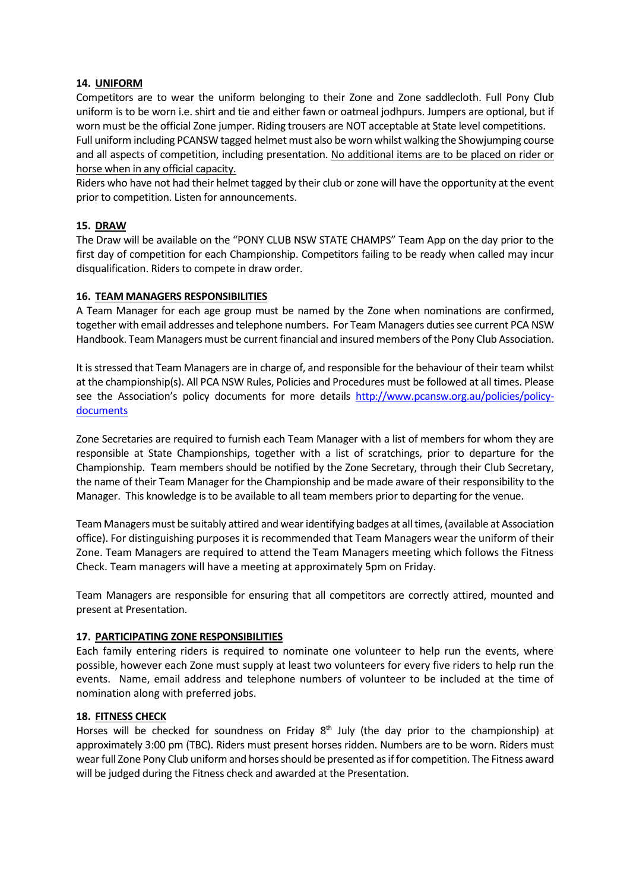## 14. UNIFORM

Competitors are to wear the uniform belonging to their Zone and Zone saddlecloth. Full Pony Club uniform is to be worn i.e. shirt and tie and either fawn or oatmeal jodhpurs. Jumpers are optional, but if worn must be the official Zone jumper. Riding trousers are NOT acceptable at State level competitions. Full uniform including PCANSW tagged helmet must also be worn whilst walking the Showjumping course and all aspects of competition, including presentation. No additional items are to be placed on rider or horse when in any official capacity.

Riders who have not had their helmet tagged by their club or zone will have the opportunity at the event prior to competition. Listen for announcements.

## 15. DRAW

The Draw will be available on the "PONY CLUB NSW STATE CHAMPS" Team App on the day prior to the first day of competition for each Championship. Competitors failing to be ready when called may incur disqualification. Riders to compete in draw order.

## 16. TEAM MANAGERS RESPONSIBILITIES

A Team Manager for each age group must be named by the Zone when nominations are confirmed, together with email addresses and telephone numbers. For Team Managers duties see current PCA NSW Handbook. Team Managers must be current financial and insured members of the Pony Club Association.

It is stressed that Team Managers are in charge of, and responsible for the behaviour of their team whilst at the championship(s). All PCA NSW Rules, Policies and Procedures must be followed at all times. Please see the Association's policy documents for more details http://www.pcansw.org.au/policies/policy-documents

Zone Secretaries are required to furnish each Team Manager with a list of members for whom they are responsible at State Championships, together with a list of scratchings, prior to departure for the Championship. Team members should be notified by the Zone Secretary, through their Club Secretary, the name of their Team Manager for the Championship and be made aware of their responsibility to the Manager. This knowledge is to be available to all team members prior to departing for the venue.

Team Managers must be suitably attired and wear identifying badges at all times, (available at Association office). For distinguishing purposes it is recommended that Team Managers wear the uniform of their Zone. Team Managers are required to attend the Team Managers meeting which follows the Fitness Check. Team managers will have a meeting at approximately 5pm on Friday.

Team Managers are responsible for ensuring that all competitors are correctly attired, mounted and present at Presentation.

## 17. PARTICIPATING ZONE RESPONSIBILITIES

Each family entering riders is required to nominate one volunteer to help run the events, where possible, however each Zone must supply at least two volunteers for every five riders to help run the events. Name, email address and telephone numbers of volunteer to be included at the time of nomination along with preferred jobs.

## 18. FITNESS CHECK

Horses will be checked for soundness on Friday 8th July (the day prior to the championship) at approximately 3:00 pm (TBC). Riders must present horses ridden. Numbers are to be worn. Riders must wear full Zone Pony Club uniform and horses should be presented as if for competition. The Fitness award will be judged during the Fitness check and awarded at the Presentation.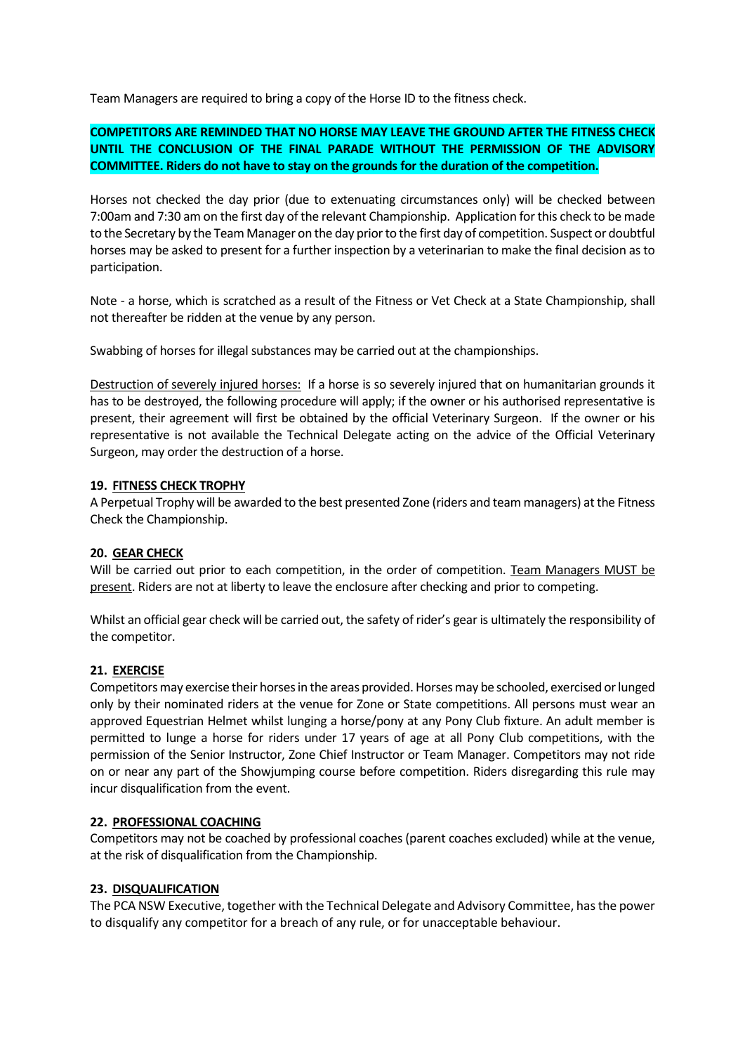Team Managers are required to bring a copy of the Horse ID to the fitness check.

**COMPETITORS ARE REMINDED THAT NO HORSE MAY LEAVE THE GROUND AFTER THE FITNESS CHECK UNTIL THE CONCLUSION OF THE FINAL PARADE WITHOUT THE PERMISSION OF THE ADVISORY COMMITTEE. Riders do not have to stay on the grounds for the duration of the competition.**

Horses not checked the day prior (due to extenuating circumstances only) will be checked between 7:00am and 7:30 am on the first day of the relevant Championship. Application for this check to be made to the Secretary by the Team Manager on the day prior to the first day of competition. Suspect or doubtful horses may be asked to present for a further inspection by a veterinarian to make the final decision as to participation.

Note - a horse, which is scratched as a result of the Fitness or Vet Check at a State Championship, shall not thereafter be ridden at the venue by any person.

Swabbing of horses for illegal substances may be carried out at the championships.

<u>Destruction of severely injured horses:</u> If a horse is so severely injured that on humanitarian grounds it has to be destroyed, the following procedure will apply; if the owner or his authorised representative is present, their agreement will first be obtained by the official Veterinary Surgeon. If the owner or his representative is not available the Technical Delegate acting on the advice of the Official Veterinary Surgeon, may order the destruction of a horse.

## 19. FITNESS CHECK TROPHY

A Perpetual Trophy will be awarded to the best presented Zone (riders and team managers) at the Fitness Check the Championship.

## 20. GEAR CHECK

Will be carried out prior to each competition, in the order of competition. <u>Team Managers MUST be present</u>. Riders are not at liberty to leave the enclosure after checking and prior to competing.

Whilst an official gear check will be carried out, the safety of rider's gear is ultimately the responsibility of the competitor.

## 21. EXERCISE

Competitors may exercise their horses in the areas provided. Horses may be schooled, exercised or lunged only by their nominated riders at the venue for Zone or State competitions. All persons must wear an approved Equestrian Helmet whilst lunging a horse/pony at any Pony Club fixture. An adult member is permitted to lunge a horse for riders under 17 years of age at all Pony Club competitions, with the permission of the Senior Instructor, Zone Chief Instructor or Team Manager. Competitors may not ride on or near any part of the Showjumping course before competition. Riders disregarding this rule may incur disqualification from the event.

## 22. PROFESSIONAL COACHING

Competitors may not be coached by professional coaches (parent coaches excluded) while at the venue, at the risk of disqualification from the Championship.

## 23. DISQUALIFICATION

The PCA NSW Executive, together with the Technical Delegate and Advisory Committee, has the power to disqualify any competitor for a breach of any rule, or for unacceptable behaviour.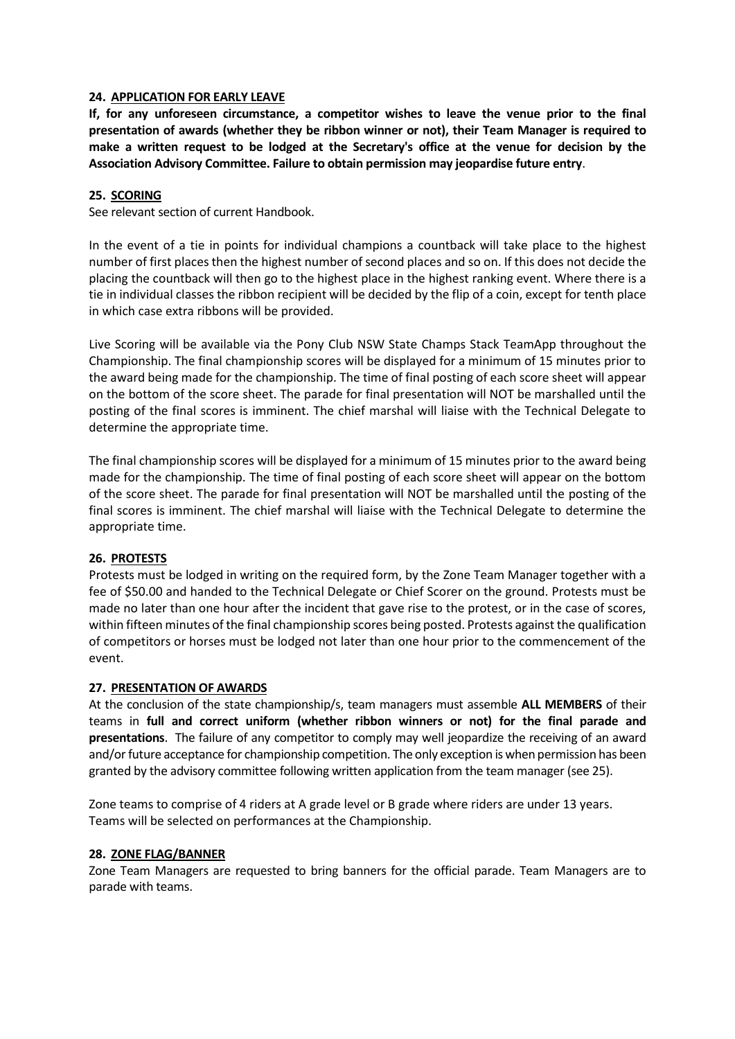### 24. <u>APPLICATION FOR EARLY LEAVE</u>

**If, for any unforeseen circumstance, a competitor wishes to leave the venue prior to the final presentation of awards (whether they be ribbon winner or not), their Team Manager is required to make a written request to be lodged at the Secretary's office at the venue for decision by the Association Advisory Committee. Failure to obtain permission may jeopardise future entry**.

### 25. <u>SCORING</u>

See relevant section of current Handbook.

In the event of a tie in points for individual champions a countback will take place to the highest number of first places then the highest number of second places and so on. If this does not decide the placing the countback will then go to the highest place in the highest ranking event. Where there is a tie in individual classes the ribbon recipient will be decided by the flip of a coin, except for tenth place in which case extra ribbons will be provided.

Live Scoring will be available via the Pony Club NSW State Champs Stack TeamApp throughout the Championship. The final championship scores will be displayed for a minimum of 15 minutes prior to the award being made for the championship. The time of final posting of each score sheet will appear on the bottom of the score sheet. The parade for final presentation will NOT be marshalled until the posting of the final scores is imminent. The chief marshal will liaise with the Technical Delegate to determine the appropriate time.

The final championship scores will be displayed for a minimum of 15 minutes prior to the award being made for the championship. The time of final posting of each score sheet will appear on the bottom of the score sheet. The parade for final presentation will NOT be marshalled until the posting of the final scores is imminent. The chief marshal will liaise with the Technical Delegate to determine the appropriate time.

### 26. <u>PROTESTS</u>

Protests must be lodged in writing on the required form, by the Zone Team Manager together with a fee of $50.00 and handed to the Technical Delegate or Chief Scorer on the ground. Protests must be made no later than one hour after the incident that gave rise to the protest, or in the case of scores, within fifteen minutes of the final championship scores being posted. Protests against the qualification of competitors or horses must be lodged not later than one hour prior to the commencement of the event.

### 27. <u>PRESENTATION OF AWARDS</u>

At the conclusion of the state championship/s, team managers must assemble **ALL MEMBERS** of their teams in **full and correct uniform (whether ribbon winners or not) for the final parade and presentations**. The failure of any competitor to comply may well jeopardize the receiving of an award and/or future acceptance for championship competition. The only exception is when permission has been granted by the advisory committee following written application from the team manager (see 25).

Zone teams to comprise of 4 riders at A grade level or B grade where riders are under 13 years.
Teams will be selected on performances at the Championship.

### 28. <u>ZONE FLAG/BANNER</u>

Zone Team Managers are requested to bring banners for the official parade. Team Managers are to parade with teams.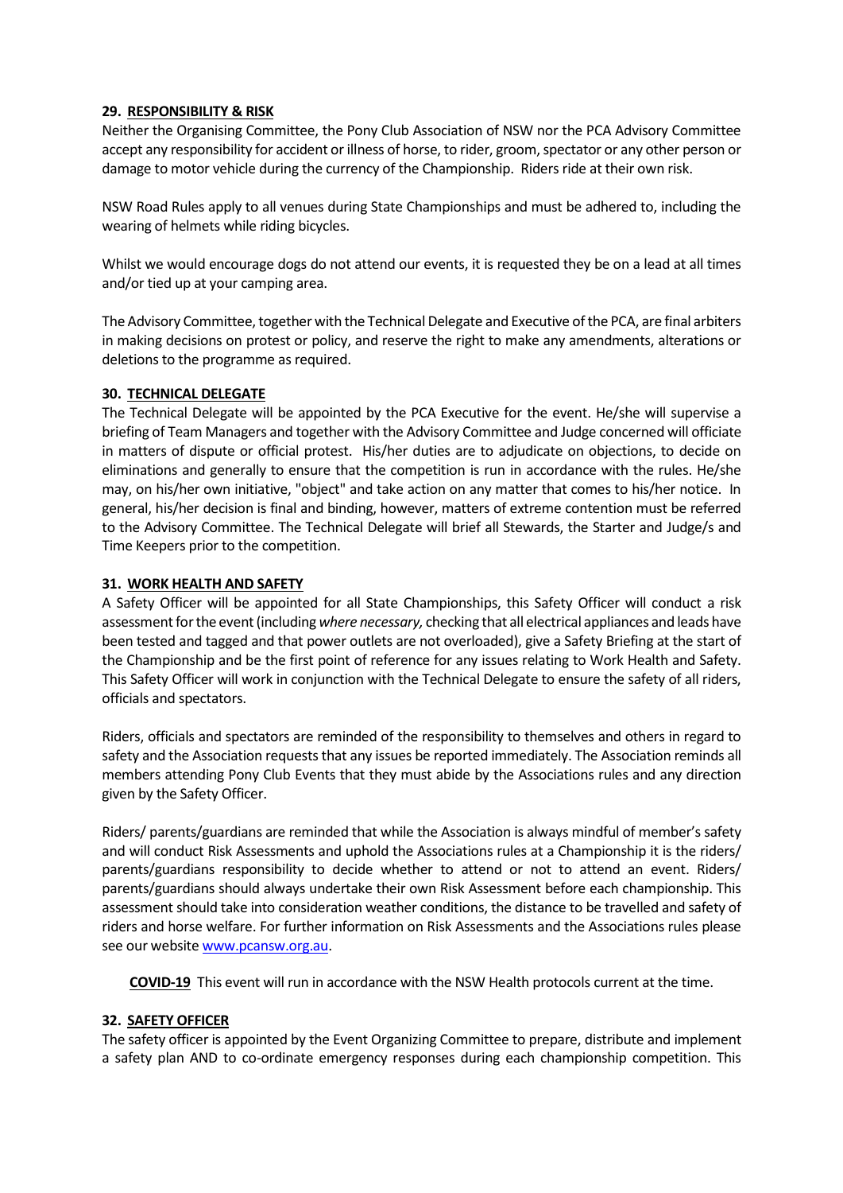## 29. RESPONSIBILITY & RISK

Neither the Organising Committee, the Pony Club Association of NSW nor the PCA Advisory Committee accept any responsibility for accident or illness of horse, to rider, groom, spectator or any other person or damage to motor vehicle during the currency of the Championship. Riders ride at their own risk.

NSW Road Rules apply to all venues during State Championships and must be adhered to, including the wearing of helmets while riding bicycles.

Whilst we would encourage dogs do not attend our events, it is requested they be on a lead at all times and/or tied up at your camping area.

The Advisory Committee, together with the Technical Delegate and Executive of the PCA, are final arbiters in making decisions on protest or policy, and reserve the right to make any amendments, alterations or deletions to the programme as required.

## 30. TECHNICAL DELEGATE

The Technical Delegate will be appointed by the PCA Executive for the event. He/she will supervise a briefing of Team Managers and together with the Advisory Committee and Judge concerned will officiate in matters of dispute or official protest. His/her duties are to adjudicate on objections, to decide on eliminations and generally to ensure that the competition is run in accordance with the rules. He/she may, on his/her own initiative, "object" and take action on any matter that comes to his/her notice. In general, his/her decision is final and binding, however, matters of extreme contention must be referred to the Advisory Committee. The Technical Delegate will brief all Stewards, the Starter and Judge/s and Time Keepers prior to the competition.

## 31. WORK HEALTH AND SAFETY

A Safety Officer will be appointed for all State Championships, this Safety Officer will conduct a risk assessment for the event (including *where necessary,* checking that all electrical appliances and leads have been tested and tagged and that power outlets are not overloaded), give a Safety Briefing at the start of the Championship and be the first point of reference for any issues relating to Work Health and Safety. This Safety Officer will work in conjunction with the Technical Delegate to ensure the safety of all riders, officials and spectators.

Riders, officials and spectators are reminded of the responsibility to themselves and others in regard to safety and the Association requests that any issues be reported immediately. The Association reminds all members attending Pony Club Events that they must abide by the Associations rules and any direction given by the Safety Officer.

Riders/ parents/guardians are reminded that while the Association is always mindful of member's safety and will conduct Risk Assessments and uphold the Associations rules at a Championship it is the riders/ parents/guardians responsibility to decide whether to attend or not to attend an event. Riders/ parents/guardians should always undertake their own Risk Assessment before each championship. This assessment should take into consideration weather conditions, the distance to be travelled and safety of riders and horse welfare. For further information on Risk Assessments and the Associations rules please see our website [www.pcansw.org.au](http://www.pcansw.org.au).

**COVID-19** This event will run in accordance with the NSW Health protocols current at the time.

## 32. SAFETY OFFICER

The safety officer is appointed by the Event Organizing Committee to prepare, distribute and implement a safety plan AND to co-ordinate emergency responses during each championship competition. This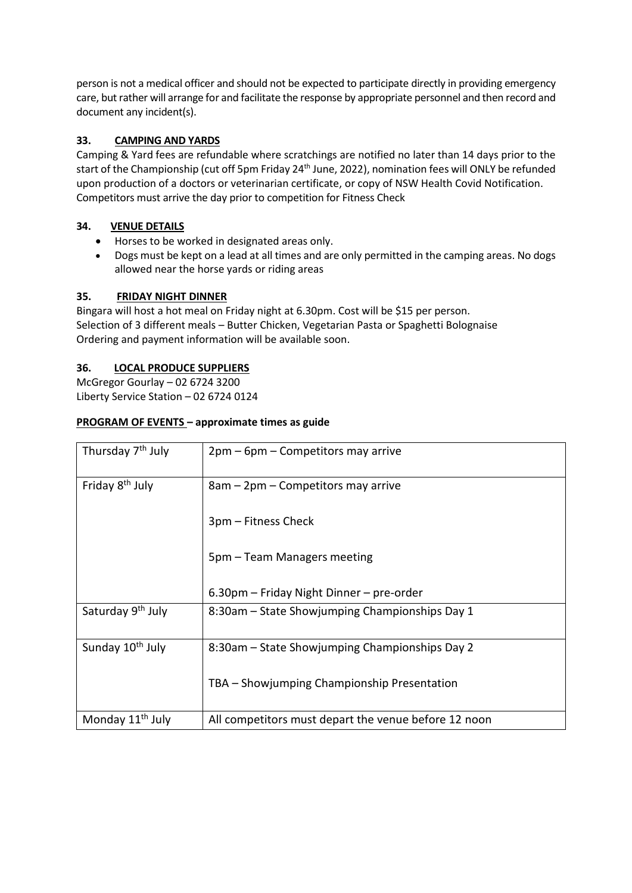person is not a medical officer and should not be expected to participate directly in providing emergency care, but rather will arrange for and facilitate the response by appropriate personnel and then record and document any incident(s).

### 33. CAMPING AND YARDS

Camping & Yard fees are refundable where scratchings are notified no later than 14 days prior to the start of the Championship (cut off 5pm Friday 24th June, 2022), nomination fees will ONLY be refunded upon production of a doctors or veterinarian certificate, or copy of NSW Health Covid Notification. Competitors must arrive the day prior to competition for Fitness Check

### 34. VENUE DETAILS

- Horses to be worked in designated areas only.
- Dogs must be kept on a lead at all times and are only permitted in the camping areas. No dogs allowed near the horse yards or riding areas

### 35. FRIDAY NIGHT DINNER

Bingara will host a hot meal on Friday night at 6.30pm. Cost will be $15 per person.
Selection of 3 different meals – Butter Chicken, Vegetarian Pasta or Spaghetti Bolognaise
Ordering and payment information will be available soon.

### 36. LOCAL PRODUCE SUPPLIERS

McGregor Gourlay – 02 6724 3200
Liberty Service Station – 02 6724 0124

**PROGRAM OF EVENTS – approximate times as guide**

| Day | Event |
|---|---|
| Thursday 7th July | 2pm – 6pm – Competitors may arrive |
| Friday 8th July | 8am – 2pm – Competitors may arrive<br><br>3pm – Fitness Check<br><br>5pm – Team Managers meeting<br><br>6.30pm – Friday Night Dinner – pre-order |
| Saturday 9th July | 8:30am – State Showjumping Championships Day 1 |
| Sunday 10th July | 8:30am – State Showjumping Championships Day 2<br><br>TBA – Showjumping Championship Presentation |
| Monday 11th July | All competitors must depart the venue before 12 noon |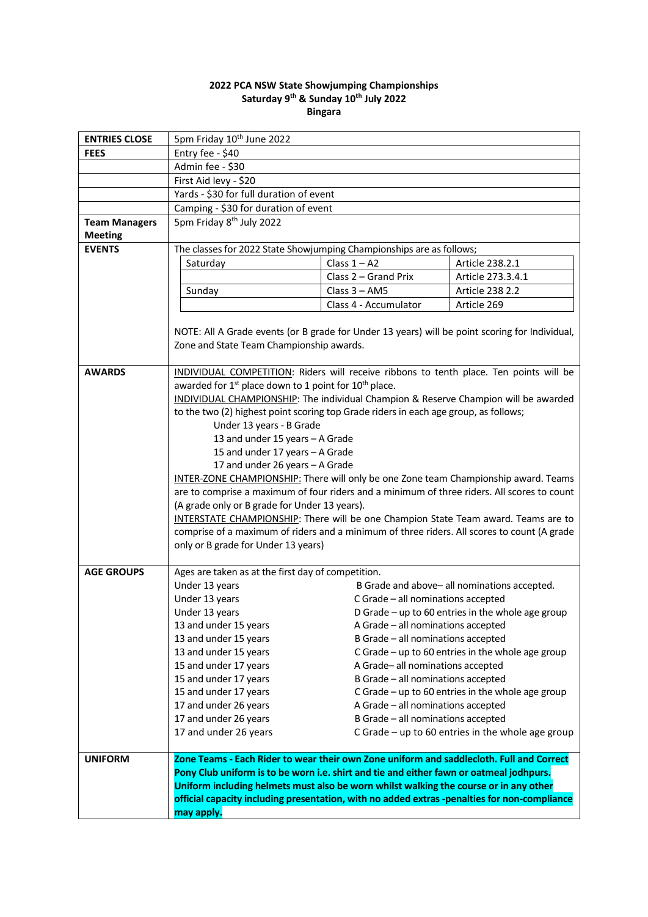**2022 PCA NSW State Showjumping Championships**
**Saturday 9th & Sunday 10th July 2022**
**Bingara**

| | |
|---|---|
| **ENTRIES CLOSE** | 5pm Friday 10th June 2022 |
| **FEES** | Entry fee - $40 |
| | Admin fee - $30 |
| | First Aid levy - $20 |
| | Yards - $30 for full duration of event |
| | Camping - $30 for duration of event |
| **Team Managers Meeting** | 5pm Friday 8th July 2022 |
| **EVENTS** | The classes for 2022 State Showjumping Championships are as follows; |

| Day | Class | Article |
|---|---|---|
| Saturday | Class 1 – A2 | Article 238.2.1 |
| | Class 2 – Grand Prix | Article 273.3.4.1 |
| Sunday | Class 3 – AM5 | Article 238 2.2 |
| | Class 4 - Accumulator | Article 269 |

NOTE: All A Grade events (or B grade for Under 13 years) will be point scoring for Individual, Zone and State Team Championship awards.

**AWARDS**

INDIVIDUAL COMPETITION: Riders will receive ribbons to tenth place. Ten points will be awarded for 1st place down to 1 point for 10th place.

INDIVIDUAL CHAMPIONSHIP: The individual Champion & Reserve Champion will be awarded to the two (2) highest point scoring top Grade riders in each age group, as follows;

- Under 13 years - B Grade
- 13 and under 15 years – A Grade
- 15 and under 17 years – A Grade
- 17 and under 26 years – A Grade

INTER-ZONE CHAMPIONSHIP: There will only be one Zone team Championship award. Teams are to comprise a maximum of four riders and a minimum of three riders. All scores to count (A grade only or B grade for Under 13 years).

INTERSTATE CHAMPIONSHIP: There will be one Champion State Team award. Teams are to comprise of a maximum of riders and a minimum of three riders. All scores to count (A grade only or B grade for Under 13 years)

**AGE GROUPS**

Ages are taken as at the first day of competition.

| Age group | Grade |
|---|---|
| Under 13 years | B Grade and above– all nominations accepted. |
| Under 13 years | C Grade – all nominations accepted |
| Under 13 years | D Grade – up to 60 entries in the whole age group |
| 13 and under 15 years | A Grade – all nominations accepted |
| 13 and under 15 years | B Grade – all nominations accepted |
| 13 and under 15 years | C Grade – up to 60 entries in the whole age group |
| 15 and under 17 years | A Grade– all nominations accepted |
| 15 and under 17 years | B Grade – all nominations accepted |
| 15 and under 17 years | C Grade – up to 60 entries in the whole age group |
| 17 and under 26 years | A Grade – all nominations accepted |
| 17 and under 26 years | B Grade – all nominations accepted |
| 17 and under 26 years | C Grade – up to 60 entries in the whole age group |

**UNIFORM**

**Zone Teams - Each Rider to wear their own Zone uniform and saddlecloth. Full and Correct Pony Club uniform is to be worn i.e. shirt and tie and either fawn or oatmeal jodhpurs. Uniform including helmets must also be worn whilst walking the course or in any other official capacity including presentation, with no added extras -penalties for non-compliance may apply.**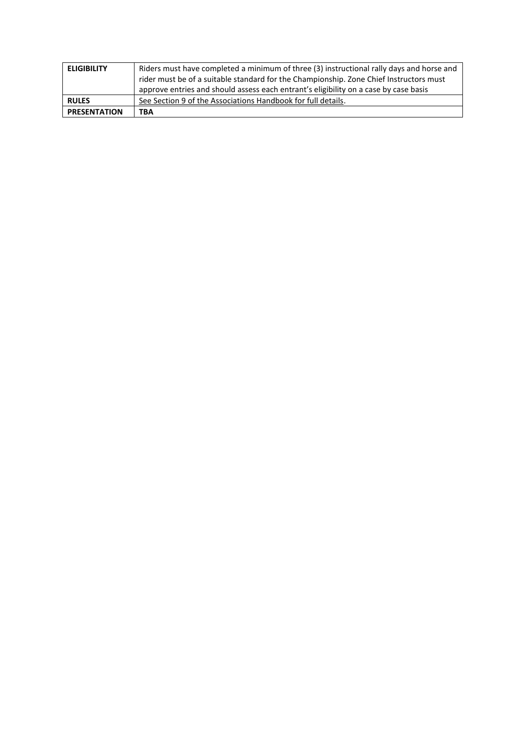| | |
|---|---|
| **ELIGIBILITY** | Riders must have completed a minimum of three (3) instructional rally days and horse and rider must be of a suitable standard for the Championship. Zone Chief Instructors must approve entries and should assess each entrant's eligibility on a case by case basis |
| **RULES** | See Section 9 of the Associations Handbook for full details. |
| **PRESENTATION** | **TBA** |